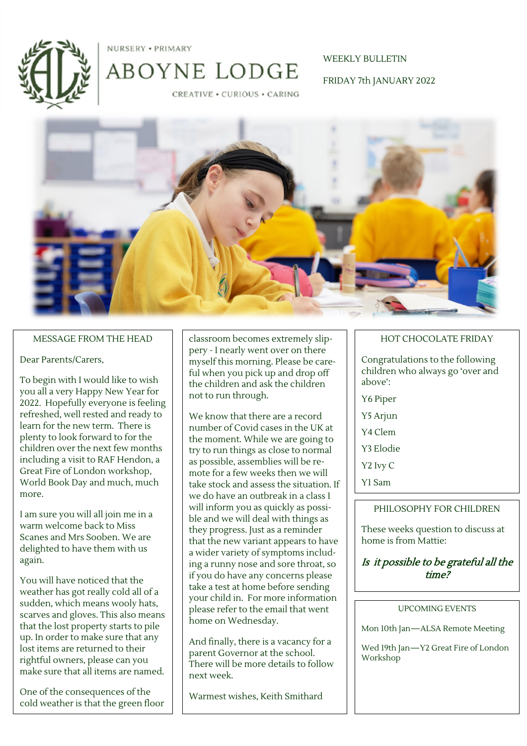NURSERY • PRIMARY

# ABOYNE LODGE

CREATIVE • CURIOUS • CARING

WEEKLY BULLETIN

FRIDAY 7th JANUARY 2022

## MESSAGE FROM THE HEAD

Dear Parents/Carers,

To begin with I would like to wish you all a very Happy New Year for 2022. Hopefully everyone is feeling refreshed, well rested and ready to learn for the new term. There is plenty to look forward to for the children over the next few months including a visit to RAF Hendon, a Great Fire of London workshop, World Book Day and much, much more.

I am sure you will all join me in a warm welcome back to Miss Scanes and Mrs Sooben. We are delighted to have them with us again.

You will have noticed that the weather has got really cold all of a sudden, which means wooly hats, scarves and gloves. This also means that the lost property starts to pile up. In order to make sure that any lost items are returned to their rightful owners, please can you make sure that all items are named.

One of the consequences of the cold weather is that the green floor classroom becomes extremely slippery - I nearly went over on there myself this morning. Please be careful when you pick up and drop off the children and ask the children not to run through.

We know that there are a record number of Covid cases in the UK at the moment. While we are going to try to run things as close to normal as possible, assemblies will be remote for a few weeks then we will take stock and assess the situation. If we do have an outbreak in a class I will inform you as quickly as possible and we will deal with things as they progress. Just as a reminder that the new variant appears to have a wider variety of symptoms including a runny nose and sore throat, so if you do have any concerns please take a test at home before sending your child in. For more information please refer to the email that went home on Wednesday.

And finally, there is a vacancy for a parent Governor at the school. There will be more details to follow next week.

Warmest wishes, Keith Smithard

## HOT CHOCOLATE FRIDAY

Congratulations to the following children who always go 'over and above':

Y6 Piper

Y5 Arjun

Y4 Clem

Y3 Elodie

Y2 Ivy C

Y1 Sam

## PHILOSOPHY FOR CHILDREN

These weeks question to discuss at home is from Mattie:

*Is it possible to be grateful all the time?*

## UPCOMING EVENTS

Mon 10th Jan—ALSA Remote Meeting

Wed 19th Jan—Y2 Great Fire of London Workshop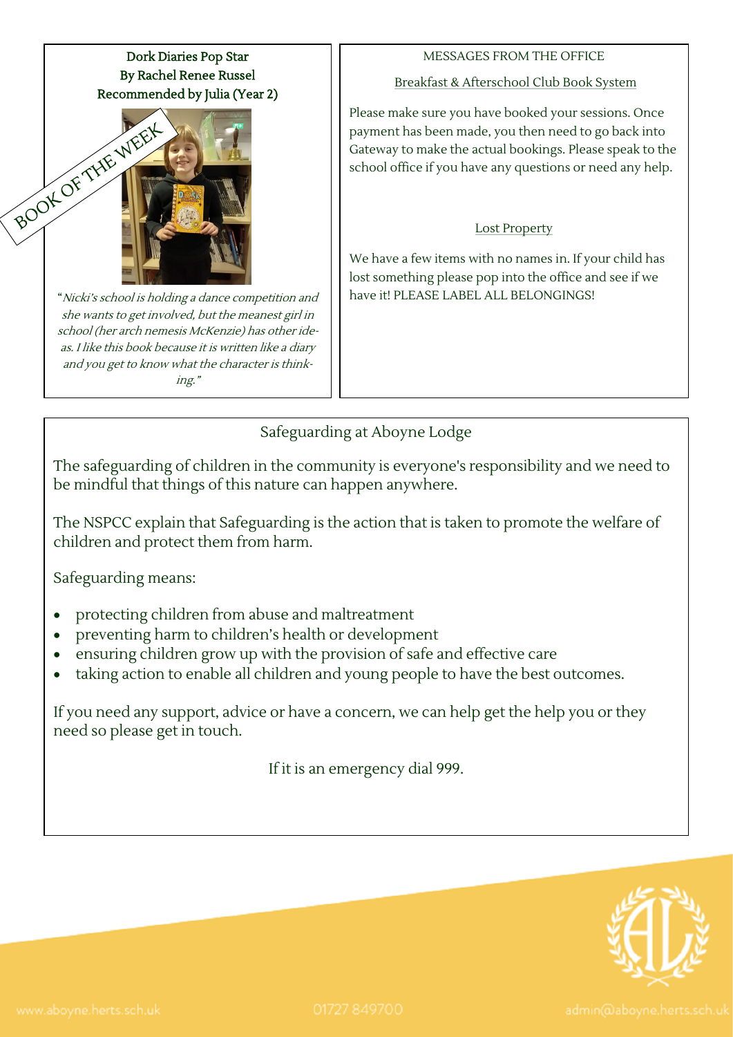**Dork Diaries Pop Star**
**By Rachel Renee Russel**
**Recommended by Julia (Year 2)**

BOOK OF THE WEEK

*"Nicki's school is holding a dance competition and she wants to get involved, but the meanest girl in school (her arch nemesis McKenzie) has other ideas. I like this book because it is written like a diary and you get to know what the character is thinking."*

## MESSAGES FROM THE OFFICE

### Breakfast & Afterschool Club Book System

Please make sure you have booked your sessions. Once payment has been made, you then need to go back into Gateway to make the actual bookings. Please speak to the school office if you have any questions or need any help.

### Lost Property

We have a few items with no names in. If your child has lost something please pop into the office and see if we have it! PLEASE LABEL ALL BELONGINGS!

## Safeguarding at Aboyne Lodge

The safeguarding of children in the community is everyone's responsibility and we need to be mindful that things of this nature can happen anywhere.

The NSPCC explain that Safeguarding is the action that is taken to promote the welfare of children and protect them from harm.

Safeguarding means:

- protecting children from abuse and maltreatment
- preventing harm to children's health or development
- ensuring children grow up with the provision of safe and effective care
- taking action to enable all children and young people to have the best outcomes.

If you need any support, advice or have a concern, we can help get the help you or they need so please get in touch.

If it is an emergency dial 999.

www.aboyne.herts.sch.uk 01727 849700 admin@aboyne.herts.sch.uk